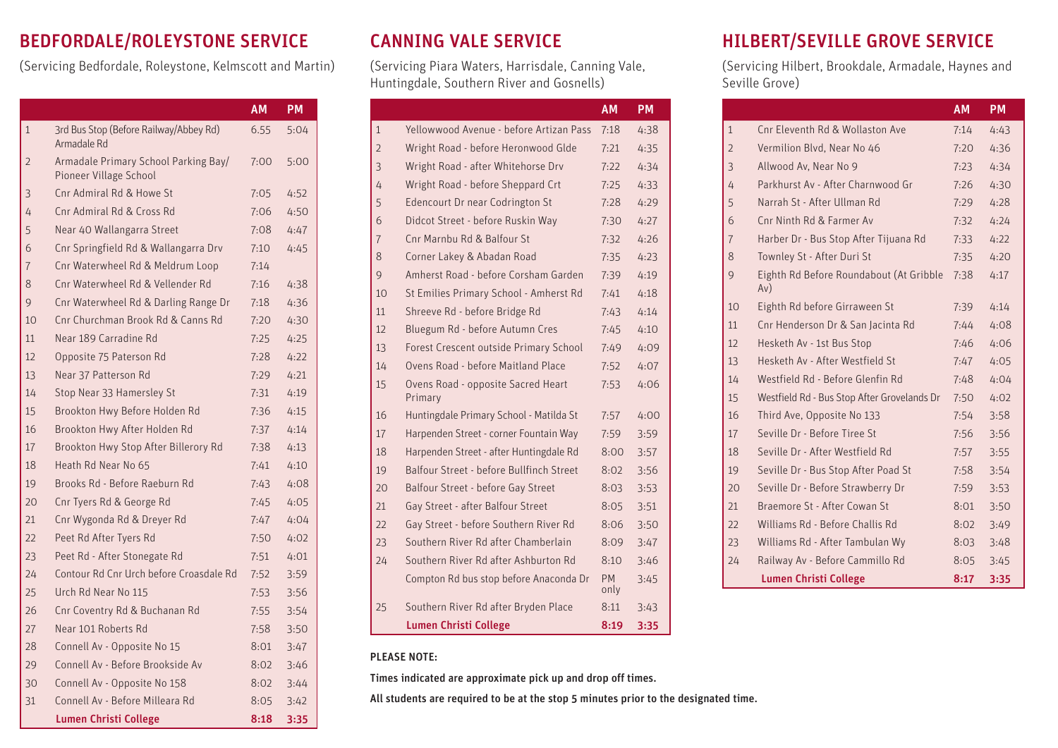## BEDFORDALE/ROLEYSTONE SERVICE

(Servicing Bedfordale, Roleystone, Kelmscott and Martin)

| | | AM | PM |
|---|---|---|---|
| 1 | 3rd Bus Stop (Before Railway/Abbey Rd) Armadale Rd | 6.55 | 5:04 |
| 2 | Armadale Primary School Parking Bay/ Pioneer Village School | 7:00 | 5:00 |
| 3 | Cnr Admiral Rd & Howe St | 7:05 | 4:52 |
| 4 | Cnr Admiral Rd & Cross Rd | 7:06 | 4:50 |
| 5 | Near 40 Wallangarra Street | 7:08 | 4:47 |
| 6 | Cnr Springfield Rd & Wallangarra Drv | 7:10 | 4:45 |
| 7 | Cnr Waterwheel Rd & Meldrum Loop | 7:14 | |
| 8 | Cnr Waterwheel Rd & Vellender Rd | 7:16 | 4:38 |
| 9 | Cnr Waterwheel Rd & Darling Range Dr | 7:18 | 4:36 |
| 10 | Cnr Churchman Brook Rd & Canns Rd | 7:20 | 4:30 |
| 11 | Near 189 Carradine Rd | 7:25 | 4:25 |
| 12 | Opposite 75 Paterson Rd | 7:28 | 4:22 |
| 13 | Near 37 Patterson Rd | 7:29 | 4:21 |
| 14 | Stop Near 33 Hamersley St | 7:31 | 4:19 |
| 15 | Brookton Hwy Before Holden Rd | 7:36 | 4:15 |
| 16 | Brookton Hwy After Holden Rd | 7:37 | 4:14 |
| 17 | Brookton Hwy Stop After Billerory Rd | 7:38 | 4:13 |
| 18 | Heath Rd Near No 65 | 7:41 | 4:10 |
| 19 | Brooks Rd - Before Raeburn Rd | 7:43 | 4:08 |
| 20 | Cnr Tyers Rd & George Rd | 7:45 | 4:05 |
| 21 | Cnr Wygonda Rd & Dreyer Rd | 7:47 | 4:04 |
| 22 | Peet Rd After Tyers Rd | 7:50 | 4:02 |
| 23 | Peet Rd - After Stonegate Rd | 7:51 | 4:01 |
| 24 | Contour Rd Cnr Urch before Croasdale Rd | 7:52 | 3:59 |
| 25 | Urch Rd Near No 115 | 7:53 | 3:56 |
| 26 | Cnr Coventry Rd & Buchanan Rd | 7:55 | 3:54 |
| 27 | Near 101 Roberts Rd | 7:58 | 3:50 |
| 28 | Connell Av - Opposite No 15 | 8:01 | 3:47 |
| 29 | Connell Av - Before Brookside Av | 8:02 | 3:46 |
| 30 | Connell Av - Opposite No 158 | 8:02 | 3:44 |
| 31 | Connell Av - Before Milleara Rd | 8:05 | 3:42 |
| | **Lumen Christi College** | **8:18** | **3:35** |

## CANNING VALE SERVICE

(Servicing Piara Waters, Harrisdale, Canning Vale, Huntingdale, Southern River and Gosnells)

| | | AM | PM |
|---|---|---|---|
| 1 | Yellowwood Avenue - before Artizan Pass | 7:18 | 4:38 |
| 2 | Wright Road - before Heronwood Glde | 7:21 | 4:35 |
| 3 | Wright Road - after Whitehorse Drv | 7:22 | 4:34 |
| 4 | Wright Road - before Sheppard Crt | 7:25 | 4:33 |
| 5 | Edencourt Dr near Codrington St | 7:28 | 4:29 |
| 6 | Didcot Street - before Ruskin Way | 7:30 | 4:27 |
| 7 | Cnr Marnbu Rd & Balfour St | 7:32 | 4:26 |
| 8 | Corner Lakey & Abadan Road | 7:35 | 4:23 |
| 9 | Amherst Road - before Corsham Garden | 7:39 | 4:19 |
| 10 | St Emilies Primary School - Amherst Rd | 7:41 | 4:18 |
| 11 | Shreeve Rd - before Bridge Rd | 7:43 | 4:14 |
| 12 | Bluegum Rd - before Autumn Cres | 7:45 | 4:10 |
| 13 | Forest Crescent outside Primary School | 7:49 | 4:09 |
| 14 | Ovens Road - before Maitland Place | 7:52 | 4:07 |
| 15 | Ovens Road - opposite Sacred Heart Primary | 7:53 | 4:06 |
| 16 | Huntingdale Primary School - Matilda St | 7:57 | 4:00 |
| 17 | Harpenden Street - corner Fountain Way | 7:59 | 3:59 |
| 18 | Harpenden Street - after Huntingdale Rd | 8:00 | 3:57 |
| 19 | Balfour Street - before Bullfinch Street | 8:02 | 3:56 |
| 20 | Balfour Street - before Gay Street | 8:03 | 3:53 |
| 21 | Gay Street - after Balfour Street | 8:05 | 3:51 |
| 22 | Gay Street - before Southern River Rd | 8:06 | 3:50 |
| 23 | Southern River Rd after Chamberlain | 8:09 | 3:47 |
| 24 | Southern River Rd after Ashburton Rd | 8:10 | 3:46 |
| | Compton Rd bus stop before Anaconda Dr | PM only | 3:45 |
| 25 | Southern River Rd after Bryden Place | 8:11 | 3:43 |
| | **Lumen Christi College** | **8:19** | **3:35** |

**PLEASE NOTE:**

**Times indicated are approximate pick up and drop off times.**

**All students are required to be at the stop 5 minutes prior to the designated time.**

## HILBERT/SEVILLE GROVE SERVICE

(Servicing Hilbert, Brookdale, Armadale, Haynes and Seville Grove)

| | | AM | PM |
|---|---|---|---|
| 1 | Cnr Eleventh Rd & Wollaston Ave | 7:14 | 4:43 |
| 2 | Vermilion Blvd, Near No 46 | 7:20 | 4:36 |
| 3 | Allwood Av, Near No 9 | 7:23 | 4:34 |
| 4 | Parkhurst Av - After Charnwood Gr | 7:26 | 4:30 |
| 5 | Narrah St - After Ullman Rd | 7:29 | 4:28 |
| 6 | Cnr Ninth Rd & Farmer Av | 7:32 | 4:24 |
| 7 | Harber Dr - Bus Stop After Tijuana Rd | 7:33 | 4:22 |
| 8 | Townley St - After Duri St | 7:35 | 4:20 |
| 9 | Eighth Rd Before Roundabout (At Gribble Av) | 7:38 | 4:17 |
| 10 | Eighth Rd before Girraween St | 7:39 | 4:14 |
| 11 | Cnr Henderson Dr & San Jacinta Rd | 7:44 | 4:08 |
| 12 | Hesketh Av - 1st Bus Stop | 7:46 | 4:06 |
| 13 | Hesketh Av - After Westfield St | 7:47 | 4:05 |
| 14 | Westfield Rd - Before Glenfin Rd | 7:48 | 4:04 |
| 15 | Westfield Rd - Bus Stop After Grovelands Dr | 7:50 | 4:02 |
| 16 | Third Ave, Opposite No 133 | 7:54 | 3:58 |
| 17 | Seville Dr - Before Tiree St | 7:56 | 3:56 |
| 18 | Seville Dr - After Westfield Rd | 7:57 | 3:55 |
| 19 | Seville Dr - Bus Stop After Poad St | 7:58 | 3:54 |
| 20 | Seville Dr - Before Strawberry Dr | 7:59 | 3:53 |
| 21 | Braemore St - After Cowan St | 8:01 | 3:50 |
| 22 | Williams Rd - Before Challis Rd | 8:02 | 3:49 |
| 23 | Williams Rd - After Tambulan Wy | 8:03 | 3:48 |
| 24 | Railway Av - Before Cammillo Rd | 8:05 | 3:45 |
| | **Lumen Christi College** | **8:17** | **3:35** |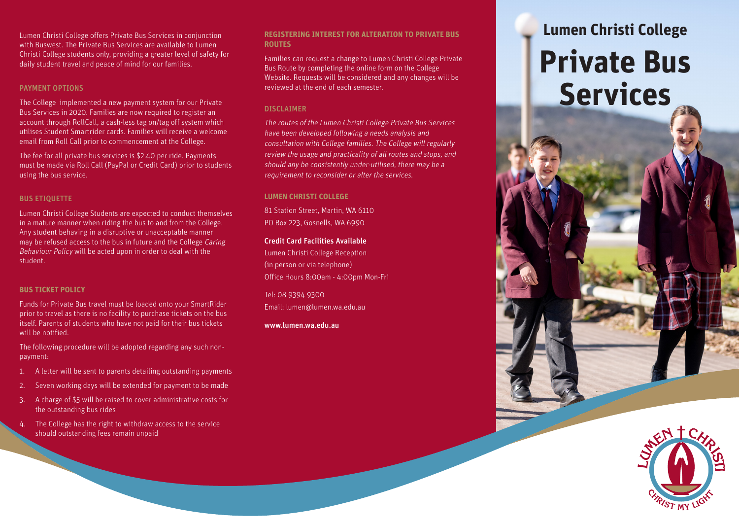Lumen Christi College offers Private Bus Services in conjunction with Buswest. The Private Bus Services are available to Lumen Christi College students only, providing a greater level of safety for daily student travel and peace of mind for our families.

### PAYMENT OPTIONS

The College implemented a new payment system for our Private Bus Services in 2020. Families are now required to register an account through RollCall, a cash-less tag on/tag off system which utilises Student Smartrider cards. Families will receive a welcome email from Roll Call prior to commencement at the College.

The fee for all private bus services is $2.40 per ride. Payments must be made via Roll Call (PayPal or Credit Card) prior to students using the bus service.

### BUS ETIQUETTE

Lumen Christi College Students are expected to conduct themselves in a mature manner when riding the bus to and from the College. Any student behaving in a disruptive or unacceptable manner may be refused access to the bus in future and the College *Caring Behaviour Policy* will be acted upon in order to deal with the student.

### BUS TICKET POLICY

Funds for Private Bus travel must be loaded onto your SmartRider prior to travel as there is no facility to purchase tickets on the bus itself. Parents of students who have not paid for their bus tickets will be notified.

The following procedure will be adopted regarding any such non-payment:

1. A letter will be sent to parents detailing outstanding payments
2. Seven working days will be extended for payment to be made
3. A charge of $5 will be raised to cover administrative costs for the outstanding bus rides
4. The College has the right to withdraw access to the service should outstanding fees remain unpaid

### REGISTERING INTEREST FOR ALTERATION TO PRIVATE BUS ROUTES

Families can request a change to Lumen Christi College Private Bus Route by completing the online form on the College Website. Requests will be considered and any changes will be reviewed at the end of each semester.

### DISCLAIMER

*The routes of the Lumen Christi College Private Bus Services have been developed following a needs analysis and consultation with College families. The College will regularly review the usage and practicality of all routes and stops, and should any be consistently under-utilised, there may be a requirement to reconsider or alter the services.*

### LUMEN CHRISTI COLLEGE

81 Station Street, Martin, WA 6110
PO Box 223, Gosnells, WA 6990

**Credit Card Facilities Available**
Lumen Christi College Reception
(in person or via telephone)
Office Hours 8:00am - 4:00pm Mon-Fri

Tel: 08 9394 9300
Email: lumen@lumen.wa.edu.au

**www.lumen.wa.edu.au**

## Lumen Christi College

# Private Bus Services

LUMEN † CHRISTI
CHRIST MY LIGHT